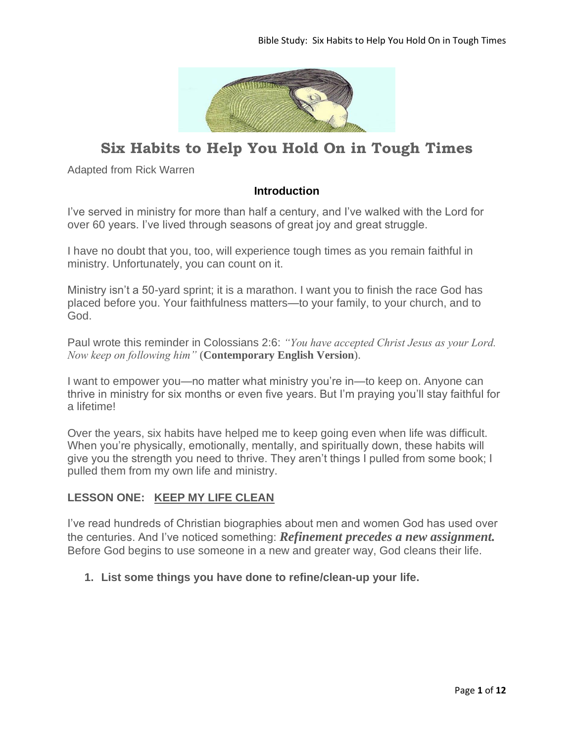# Six Habits to Help You Hold On in Tough Times

Adapted from Rick Warren

## Introduction

I've served in ministry for more than half a century, and I've walked with the Lord for over 60 years. I've lived through seasons of great joy and great struggle.

I have no doubt that you, too, will experience tough times as you remain faithful in ministry. Unfortunately, you can count on it.

Ministry isn't a 50-yard sprint; it is a marathon. I want you to finish the race God has placed before you. Your faithfulness matters—to your family, to your church, and to God.

Paul wrote this reminder in Colossians 2:6: *"You have accepted Christ Jesus as your Lord. Now keep on following him"* (**Contemporary English Version**).

I want to empower you—no matter what ministry you're in—to keep on. Anyone can thrive in ministry for six months or even five years. But I'm praying you'll stay faithful for a lifetime!

Over the years, six habits have helped me to keep going even when life was difficult. When you're physically, emotionally, mentally, and spiritually down, these habits will give you the strength you need to thrive. They aren't things I pulled from some book; I pulled them from my own life and ministry.

### LESSON ONE: KEEP MY LIFE CLEAN

I've read hundreds of Christian biographies about men and women God has used over the centuries. And I've noticed something: ***Refinement precedes a new assignment.*** Before God begins to use someone in a new and greater way, God cleans their life.

1. **List some things you have done to refine/clean-up your life.**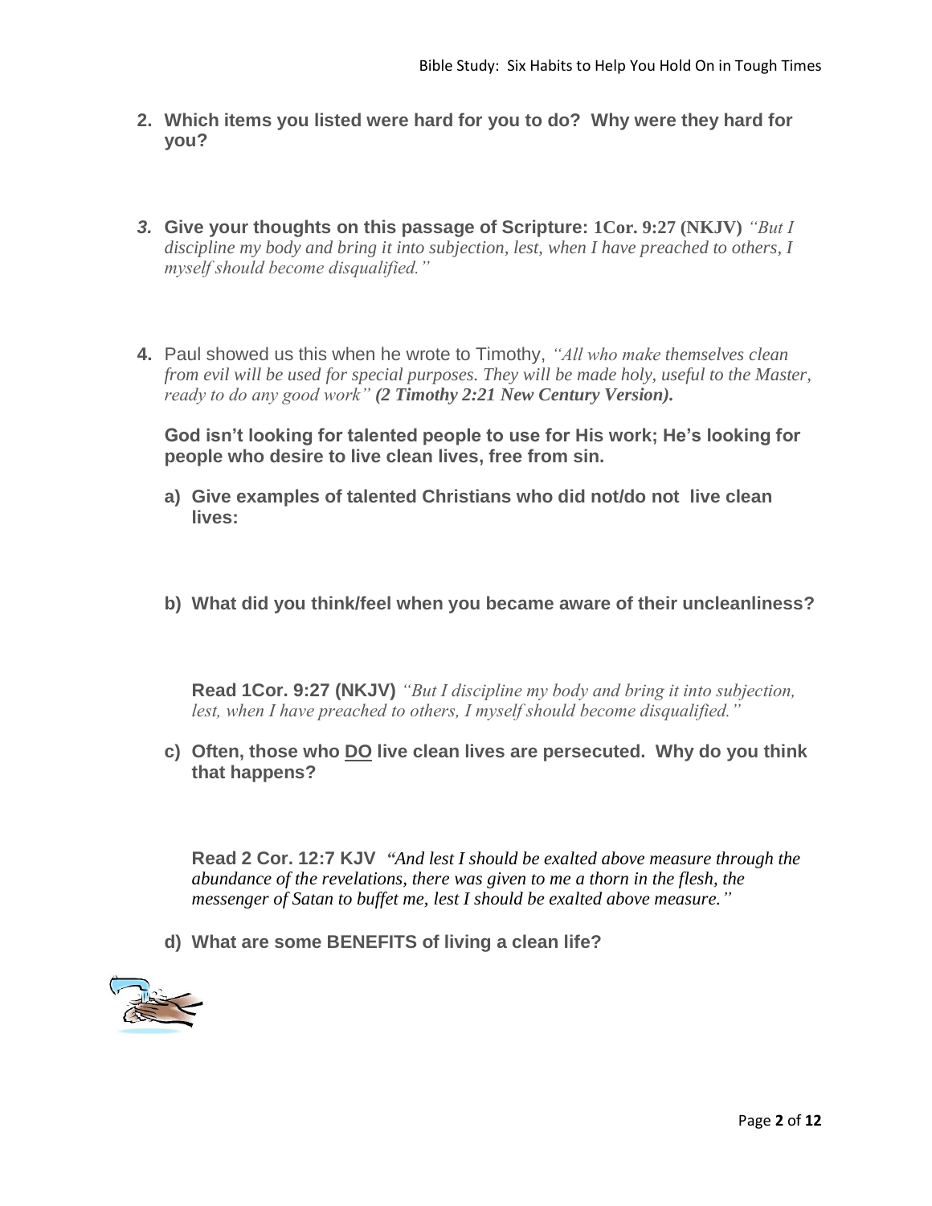2. **Which items you listed were hard for you to do? Why were they hard for you?**

3. **Give your thoughts on this passage of Scripture: 1Cor. 9:27 (NKJV)** *"But I discipline my body and bring it into subjection, lest, when I have preached to others, I myself should become disqualified."*

4. Paul showed us this when he wrote to Timothy, *"All who make themselves clean from evil will be used for special purposes. They will be made holy, useful to the Master, ready to do any good work"* ***(2 Timothy 2:21 New Century Version).***

   **God isn't looking for talented people to use for His work; He's looking for people who desire to live clean lives, free from sin.**

   a) **Give examples of talented Christians who did not/do not live clean lives:**

   b) **What did you think/feel when you became aware of their uncleanliness?**

   **Read 1Cor. 9:27 (NKJV)** *"But I discipline my body and bring it into subjection, lest, when I have preached to others, I myself should become disqualified."*

   c) **Often, those who DO live clean lives are persecuted. Why do you think that happens?**

   **Read 2 Cor. 12:7 KJV** *"And lest I should be exalted above measure through the abundance of the revelations, there was given to me a thorn in the flesh, the messenger of Satan to buffet me, lest I should be exalted above measure."*

   d) **What are some BENEFITS of living a clean life?**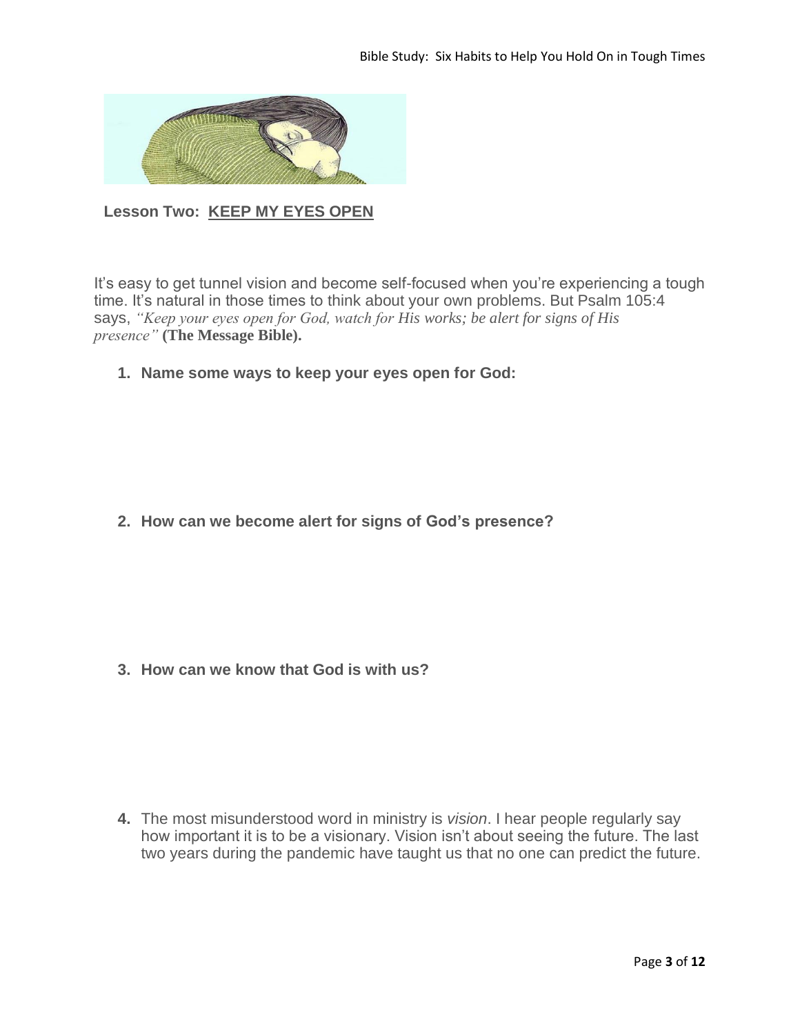## Lesson Two: KEEP MY EYES OPEN

It's easy to get tunnel vision and become self-focused when you're experiencing a tough time. It's natural in those times to think about your own problems. But Psalm 105:4 says, *"Keep your eyes open for God, watch for His works; be alert for signs of His presence"* **(The Message Bible).**

1. **Name some ways to keep your eyes open for God:**

2. **How can we become alert for signs of God's presence?**

3. **How can we know that God is with us?**

4. The most misunderstood word in ministry is *vision*. I hear people regularly say how important it is to be a visionary. Vision isn't about seeing the future. The last two years during the pandemic have taught us that no one can predict the future.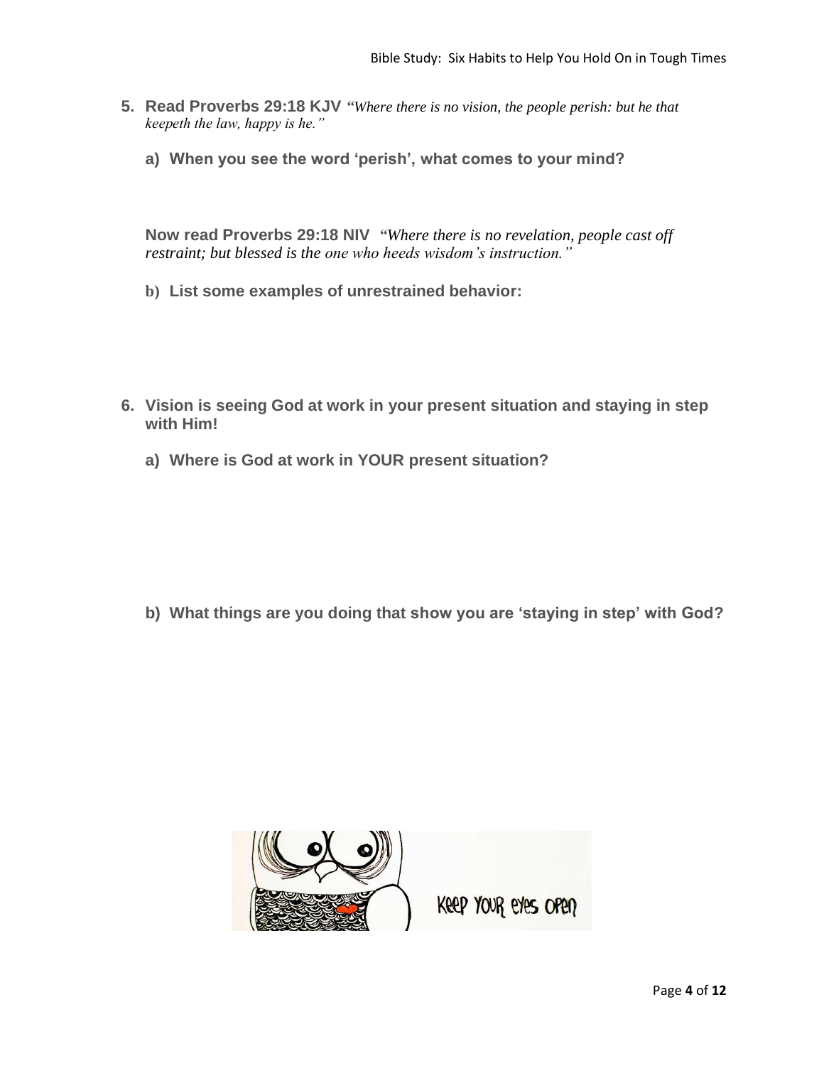5. **Read Proverbs 29:18 KJV** *"Where there is no vision, the people perish: but he that keepeth the law, happy is he."*

   a) **When you see the word 'perish', what comes to your mind?**

   **Now read Proverbs 29:18 NIV** *"Where there is no revelation, people cast off restraint; but blessed is the one who heeds wisdom's instruction."*

   b) **List some examples of unrestrained behavior:**

6. **Vision is seeing God at work in your present situation and staying in step with Him!**

   a) **Where is God at work in YOUR present situation?**

   b) **What things are you doing that show you are 'staying in step' with God?**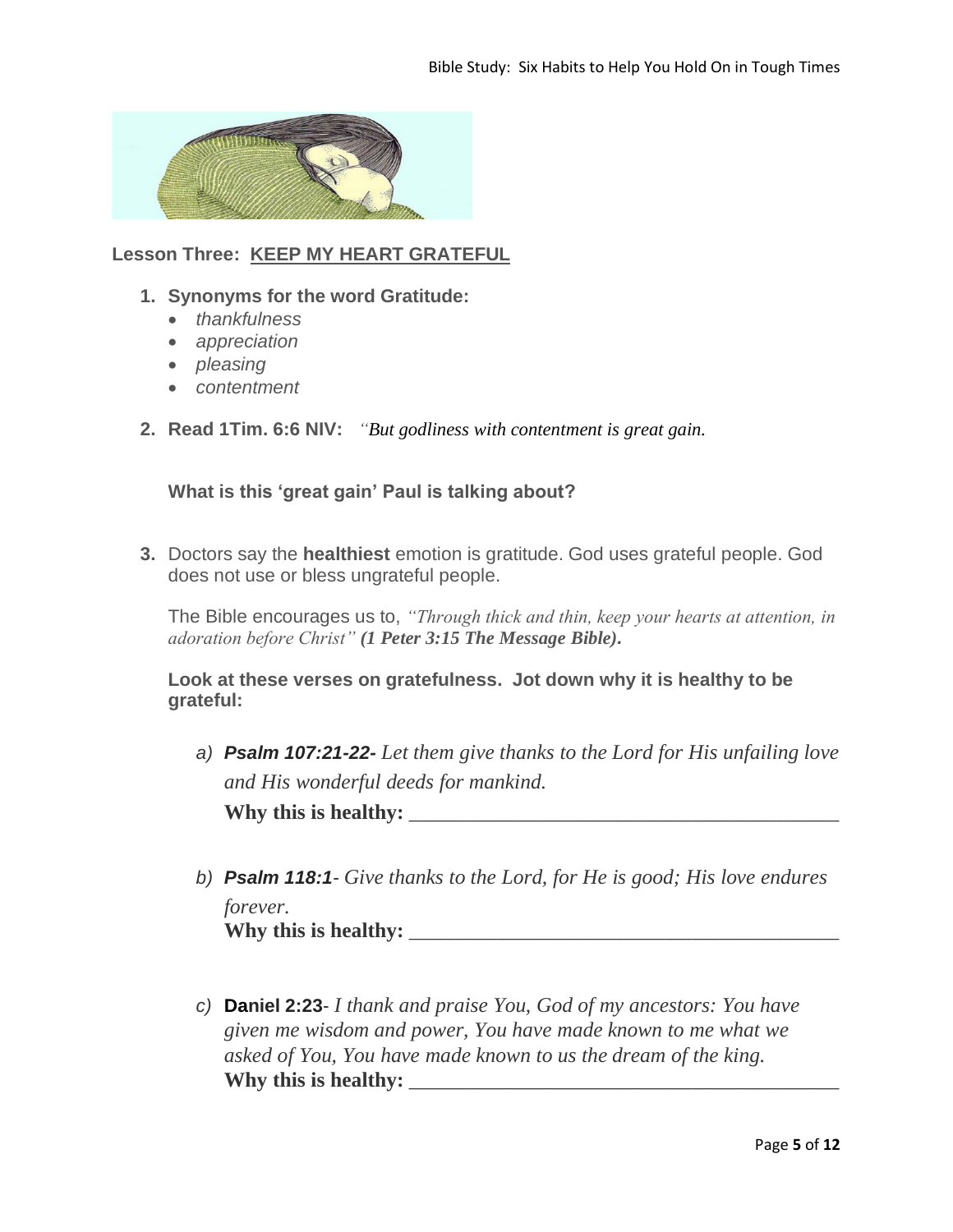**Lesson Three: KEEP MY HEART GRATEFUL**

1. **Synonyms for the word Gratitude:**
   - *thankfulness*
   - *appreciation*
   - *pleasing*
   - *contentment*

2. **Read 1Tim. 6:6 NIV:** *"But godliness with contentment is great gain.*

   **What is this 'great gain' Paul is talking about?**

3. Doctors say the **healthiest** emotion is gratitude. God uses grateful people. God does not use or bless ungrateful people.

   The Bible encourages us to, *"Through thick and thin, keep your hearts at attention, in adoration before Christ"* ***(1 Peter 3:15 The Message Bible).***

   **Look at these verses on gratefulness. Jot down why it is healthy to be grateful:**

   a) ***Psalm 107:21-22-*** *Let them give thanks to the Lord for His unfailing love and His wonderful deeds for mankind.*
   **Why this is healthy:** __________________________________________

   b) ***Psalm 118:1****- Give thanks to the Lord, for He is good; His love endures forever.*
   **Why this is healthy:** __________________________________________

   c) **Daniel 2:23**- *I thank and praise You, God of my ancestors: You have given me wisdom and power, You have made known to me what we asked of You, You have made known to us the dream of the king.*
   **Why this is healthy:** __________________________________________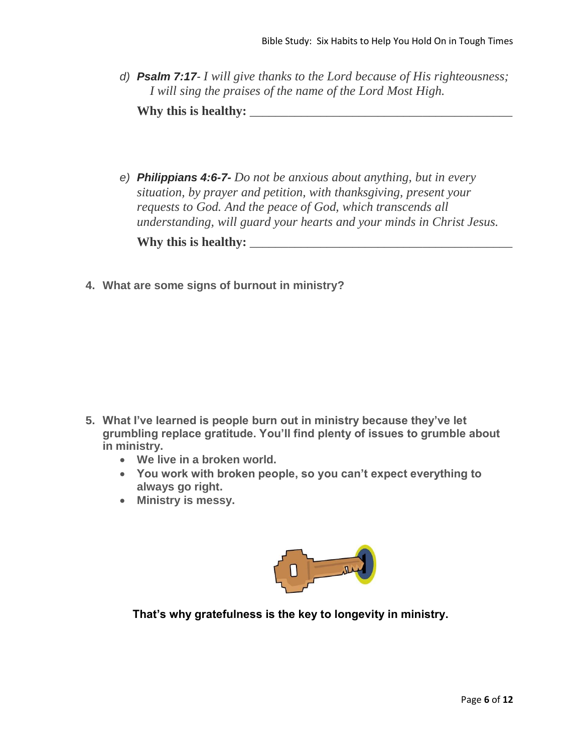d) ***Psalm 7:17***- *I will give thanks to the Lord because of His righteousness; I will sing the praises of the name of the Lord Most High.*

**Why this is healthy:** ___________________________________________

e) ***Philippians 4:6-7-*** *Do not be anxious about anything, but in every situation, by prayer and petition, with thanksgiving, present your requests to God. And the peace of God, which transcends all understanding, will guard your hearts and your minds in Christ Jesus.*

**Why this is healthy:** ___________________________________________

4. **What are some signs of burnout in ministry?**

5. **What I've learned is people burn out in ministry because they've let grumbling replace gratitude. You'll find plenty of issues to grumble about in ministry.**
   - **We live in a broken world.**
   - **You work with broken people, so you can't expect everything to always go right.**
   - **Ministry is messy.**

**That's why gratefulness is the key to longevity in ministry.**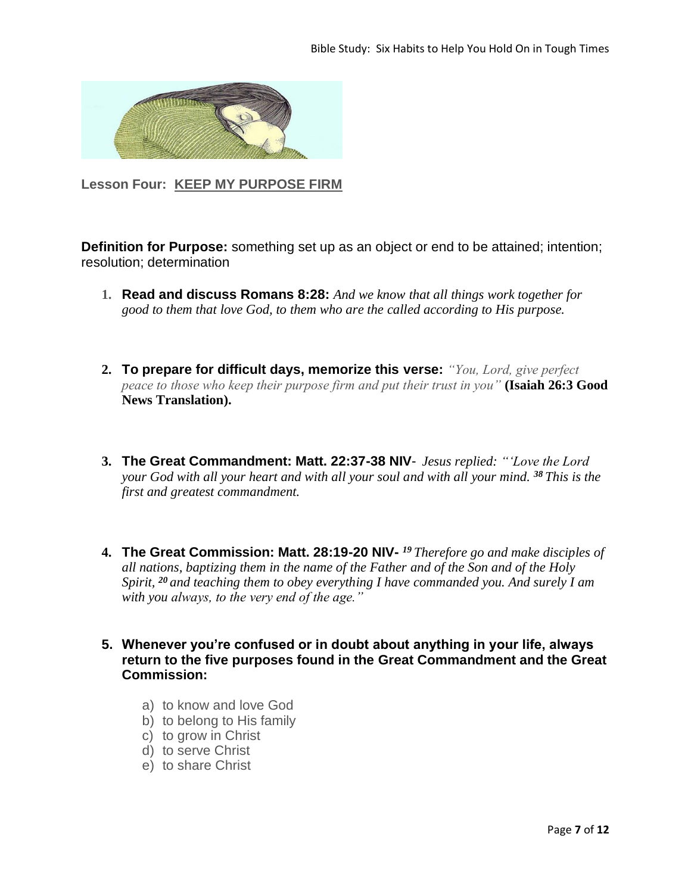## Lesson Four: KEEP MY PURPOSE FIRM

**Definition for Purpose:** something set up as an object or end to be attained; intention; resolution; determination

1. **Read and discuss Romans 8:28:** *And we know that all things work together for good to them that love God, to them who are the called according to His purpose.*

2. **To prepare for difficult days, memorize this verse:** *"You, Lord, give perfect peace to those who keep their purpose firm and put their trust in you"* **(Isaiah 26:3 Good News Translation).**

3. **The Great Commandment: Matt. 22:37-38 NIV**- *Jesus replied: "'Love the Lord your God with all your heart and with all your soul and with all your mind. 38 This is the first and greatest commandment.*

4. **The Great Commission: Matt. 28:19-20 NIV-** *19 Therefore go and make disciples of all nations, baptizing them in the name of the Father and of the Son and of the Holy Spirit, 20 and teaching them to obey everything I have commanded you. And surely I am with you always, to the very end of the age."*

5. **Whenever you're confused or in doubt about anything in your life, always return to the five purposes found in the Great Commandment and the Great Commission:**

   a) to know and love God
   b) to belong to His family
   c) to grow in Christ
   d) to serve Christ
   e) to share Christ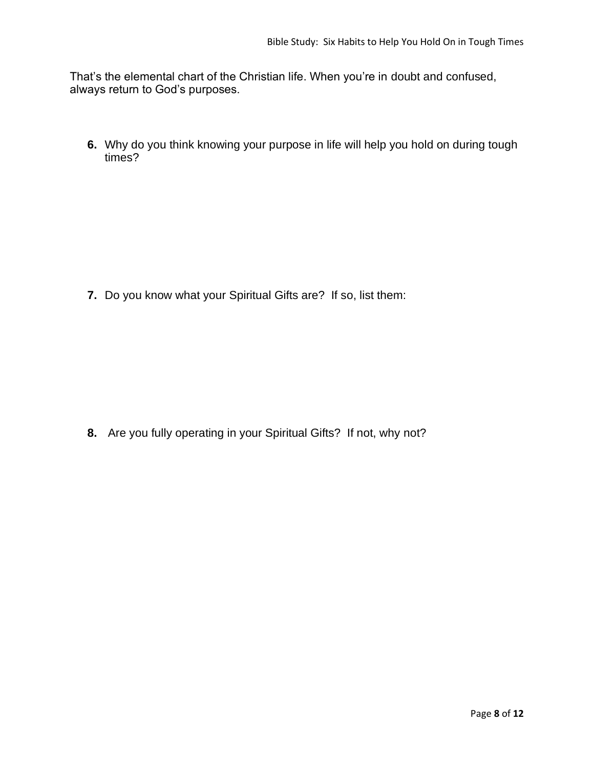That's the elemental chart of the Christian life. When you're in doubt and confused, always return to God's purposes.

**6.** Why do you think knowing your purpose in life will help you hold on during tough times?

**7.** Do you know what your Spiritual Gifts are? If so, list them:

**8.** Are you fully operating in your Spiritual Gifts? If not, why not?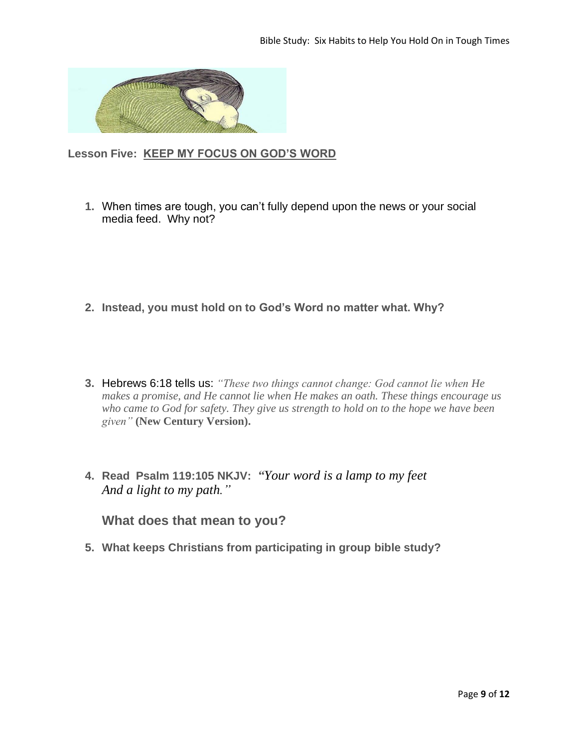## Lesson Five: KEEP MY FOCUS ON GOD'S WORD

1. When times are tough, you can't fully depend upon the news or your social media feed. Why not?

2. **Instead, you must hold on to God's Word no matter what. Why?**

3. Hebrews 6:18 tells us: *"These two things cannot change: God cannot lie when He makes a promise, and He cannot lie when He makes an oath. These things encourage us who came to God for safety. They give us strength to hold on to the hope we have been given"* **(New Century Version).**

4. **Read Psalm 119:105 NKJV:** *"Your word is a lamp to my feet And a light to my path."*

   **What does that mean to you?**

5. **What keeps Christians from participating in group bible study?**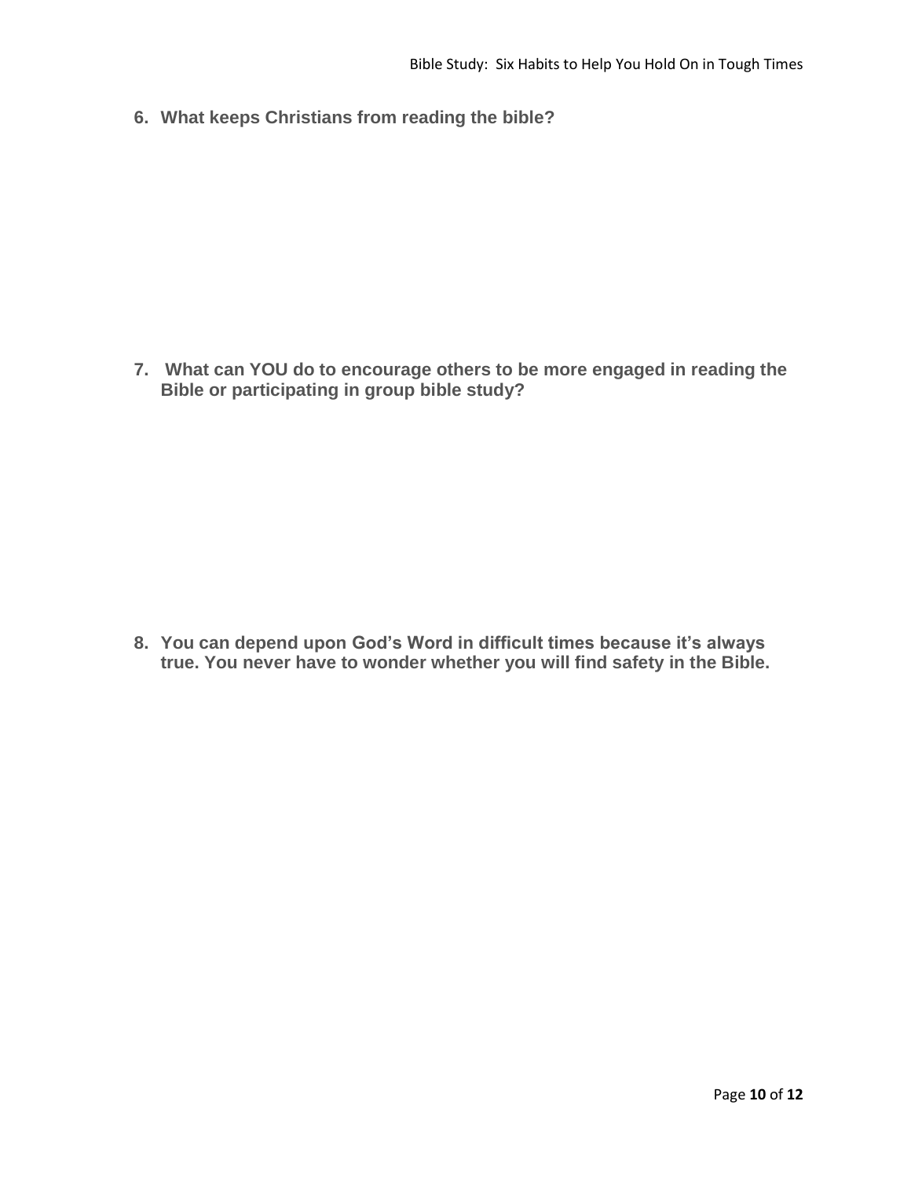6. **What keeps Christians from reading the bible?**

7. **What can YOU do to encourage others to be more engaged in reading the Bible or participating in group bible study?**

8. **You can depend upon God's Word in difficult times because it's always true. You never have to wonder whether you will find safety in the Bible.**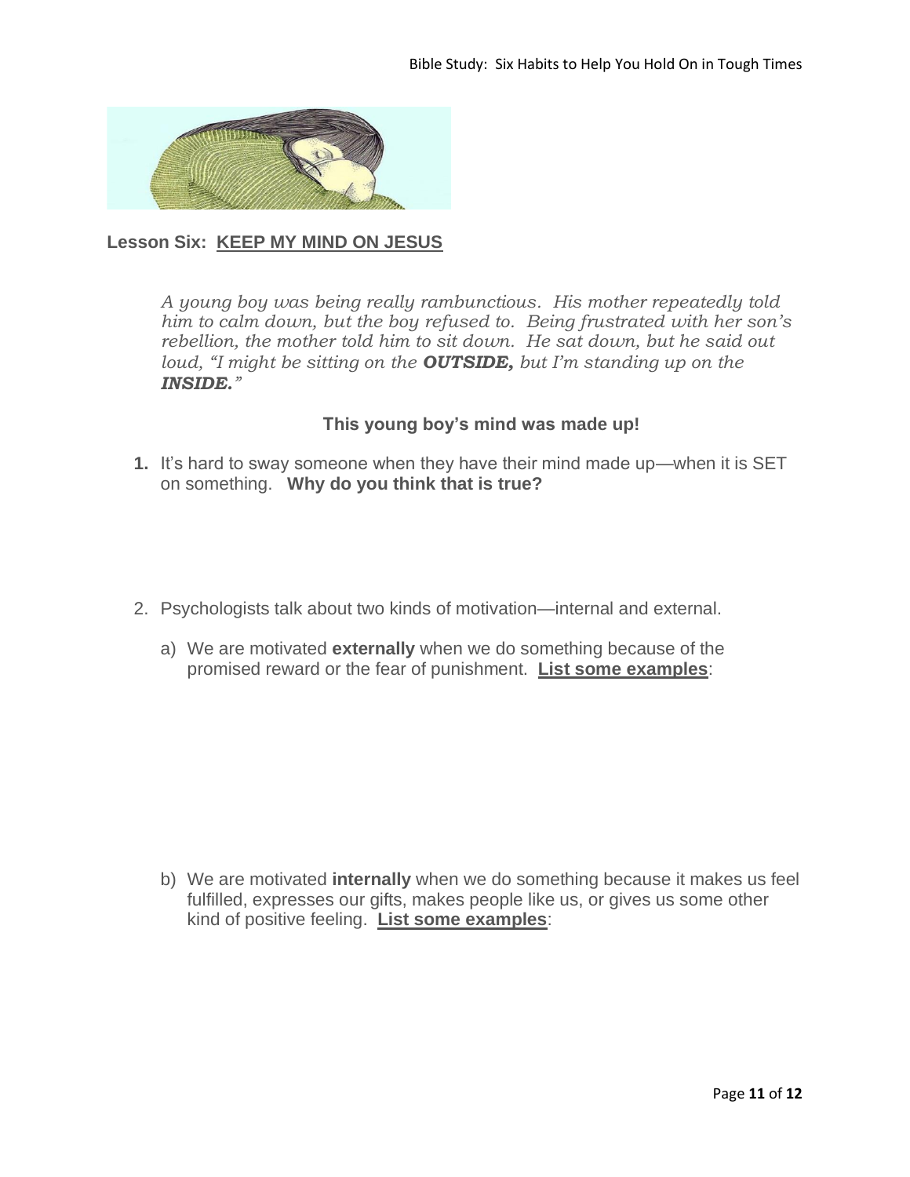**Lesson Six: KEEP MY MIND ON JESUS**

> *A young boy was being really rambunctious. His mother repeatedly told him to calm down, but the boy refused to. Being frustrated with her son's rebellion, the mother told him to sit down. He sat down, but he said out loud, "I might be sitting on the* ***OUTSIDE,*** *but I'm standing up on the* ***INSIDE.****"*

**This young boy's mind was made up!**

1. It's hard to sway someone when they have their mind made up—when it is SET on something. **Why do you think that is true?**

2. Psychologists talk about two kinds of motivation—internal and external.

   a) We are motivated **externally** when we do something because of the promised reward or the fear of punishment. **List some examples**:

   b) We are motivated **internally** when we do something because it makes us feel fulfilled, expresses our gifts, makes people like us, or gives us some other kind of positive feeling. **List some examples**: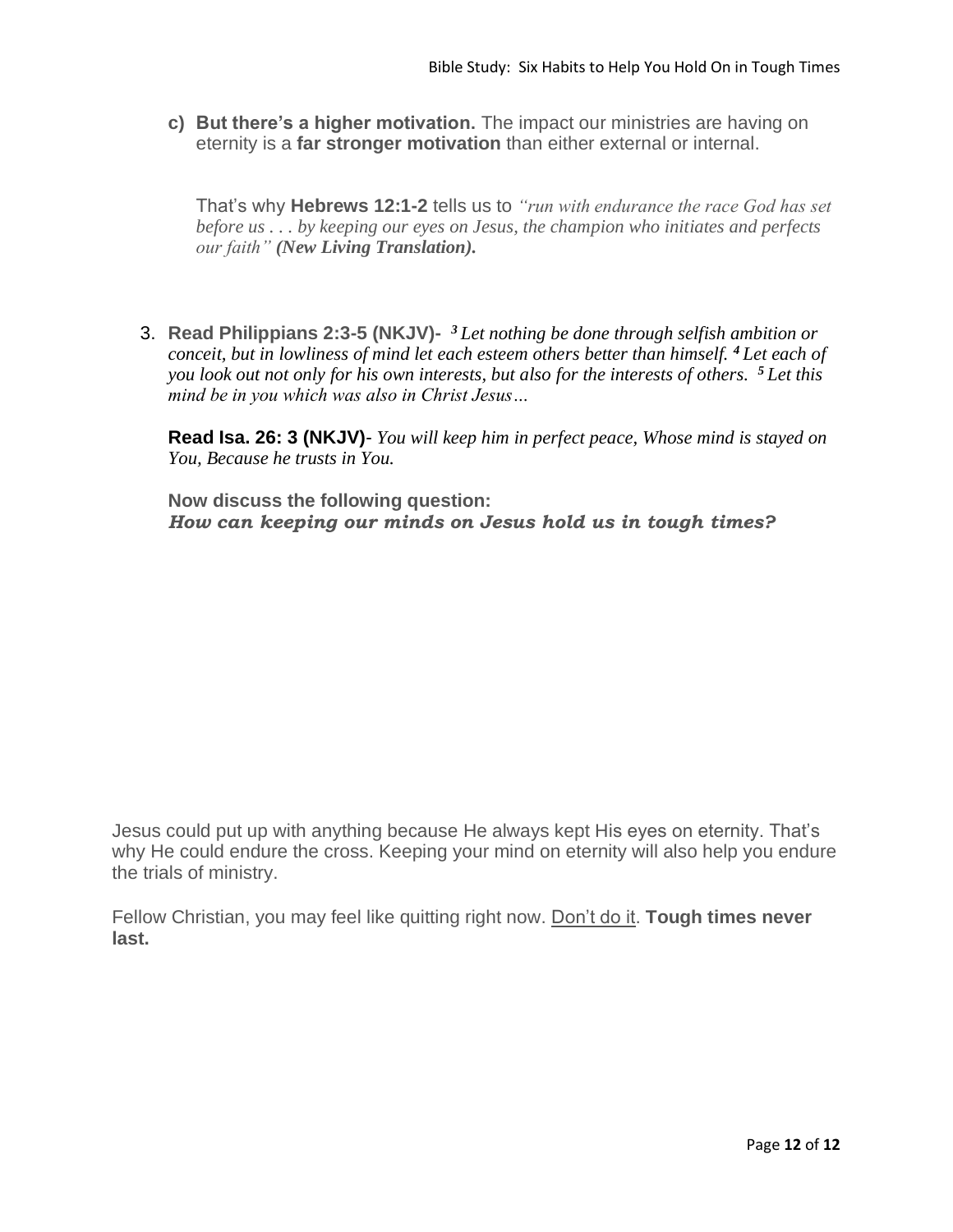c) **But there's a higher motivation.** The impact our ministries are having on eternity is a **far stronger motivation** than either external or internal.

   That's why **Hebrews 12:1-2** tells us to *"run with endurance the race God has set before us . . . by keeping our eyes on Jesus, the champion who initiates and perfects our faith"* ***(New Living Translation).***

3. **Read Philippians 2:3-5 (NKJV)-** ***3*** *Let nothing be done through selfish ambition or conceit, but in lowliness of mind let each esteem others better than himself.* ***4*** *Let each of you look out not only for his own interests, but also for the interests of others.* ***5*** *Let this mind be in you which was also in Christ Jesus…*

   **Read Isa. 26: 3 (NKJV)**- *You will keep him in perfect peace, Whose mind is stayed on You, Because he trusts in You.*

   **Now discuss the following question:**
   ***How can keeping our minds on Jesus hold us in tough times?***

Jesus could put up with anything because He always kept His eyes on eternity. That's why He could endure the cross. Keeping your mind on eternity will also help you endure the trials of ministry.

Fellow Christian, you may feel like quitting right now. Don't do it. **Tough times never last.**